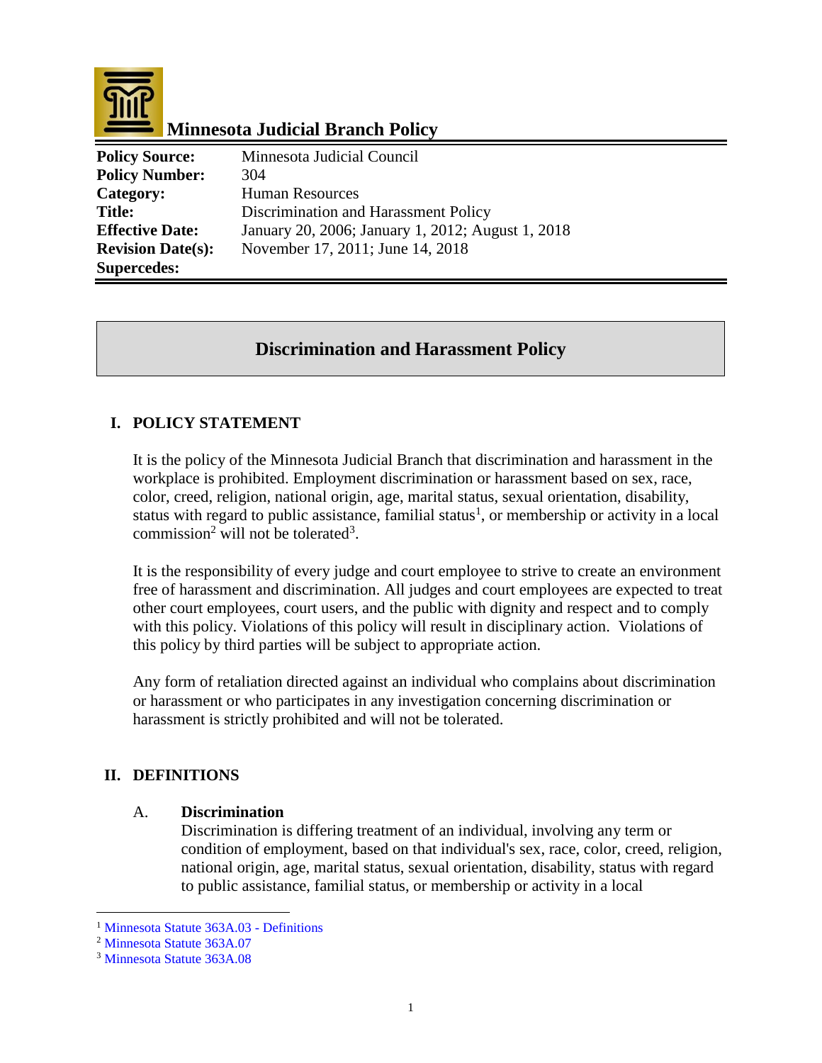# Minnesota Judicial Branch Policy

| | |
|---|---|
| **Policy Source:** | Minnesota Judicial Council |
| **Policy Number:** | 304 |
| **Category:** | Human Resources |
| **Title:** | Discrimination and Harassment Policy |
| **Effective Date:** | January 20, 2006; January 1, 2012; August 1, 2018 |
| **Revision Date(s):** | November 17, 2011; June 14, 2018 |
| **Supercedes:** | |

## Discrimination and Harassment Policy

### I. POLICY STATEMENT

It is the policy of the Minnesota Judicial Branch that discrimination and harassment in the workplace is prohibited. Employment discrimination or harassment based on sex, race, color, creed, religion, national origin, age, marital status, sexual orientation, disability, status with regard to public assistance, familial status[1], or membership or activity in a local commission[2] will not be tolerated[3].

It is the responsibility of every judge and court employee to strive to create an environment free of harassment and discrimination. All judges and court employees are expected to treat other court employees, court users, and the public with dignity and respect and to comply with this policy. Violations of this policy will result in disciplinary action. Violations of this policy by third parties will be subject to appropriate action.

Any form of retaliation directed against an individual who complains about discrimination or harassment or who participates in any investigation concerning discrimination or harassment is strictly prohibited and will not be tolerated.

### II. DEFINITIONS

A. **Discrimination**

Discrimination is differing treatment of an individual, involving any term or condition of employment, based on that individual's sex, race, color, creed, religion, national origin, age, marital status, sexual orientation, disability, status with regard to public assistance, familial status, or membership or activity in a local

---

[1] Minnesota Statute 363A.03 - Definitions

[2] Minnesota Statute 363A.07

[3] Minnesota Statute 363A.08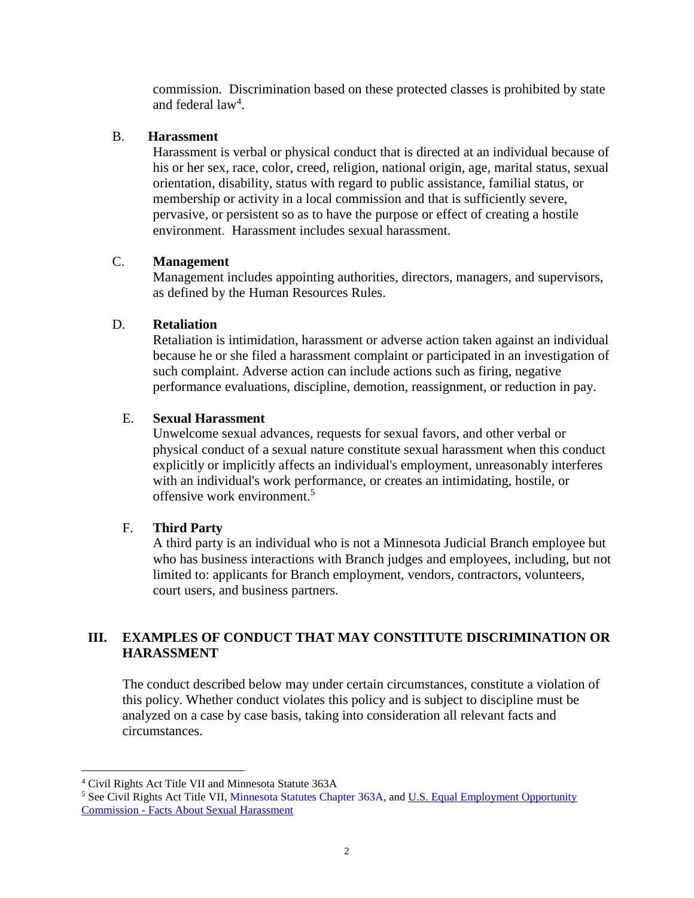commission. Discrimination based on these protected classes is prohibited by state and federal law[4].

B. **Harassment**

Harassment is verbal or physical conduct that is directed at an individual because of his or her sex, race, color, creed, religion, national origin, age, marital status, sexual orientation, disability, status with regard to public assistance, familial status, or membership or activity in a local commission and that is sufficiently severe, pervasive, or persistent so as to have the purpose or effect of creating a hostile environment. Harassment includes sexual harassment.

C. **Management**

Management includes appointing authorities, directors, managers, and supervisors, as defined by the Human Resources Rules.

D. **Retaliation**

Retaliation is intimidation, harassment or adverse action taken against an individual because he or she filed a harassment complaint or participated in an investigation of such complaint. Adverse action can include actions such as firing, negative performance evaluations, discipline, demotion, reassignment, or reduction in pay.

E. **Sexual Harassment**

Unwelcome sexual advances, requests for sexual favors, and other verbal or physical conduct of a sexual nature constitute sexual harassment when this conduct explicitly or implicitly affects an individual's employment, unreasonably interferes with an individual's work performance, or creates an intimidating, hostile, or offensive work environment.[5]

F. **Third Party**

A third party is an individual who is not a Minnesota Judicial Branch employee but who has business interactions with Branch judges and employees, including, but not limited to: applicants for Branch employment, vendors, contractors, volunteers, court users, and business partners.

## III. EXAMPLES OF CONDUCT THAT MAY CONSTITUTE DISCRIMINATION OR HARASSMENT

The conduct described below may under certain circumstances, constitute a violation of this policy. Whether conduct violates this policy and is subject to discipline must be analyzed on a case by case basis, taking into consideration all relevant facts and circumstances.

---

[4] Civil Rights Act Title VII and Minnesota Statute 363A

[5] See Civil Rights Act Title VII, Minnesota Statutes Chapter 363A, and U.S. Equal Employment Opportunity Commission - Facts About Sexual Harassment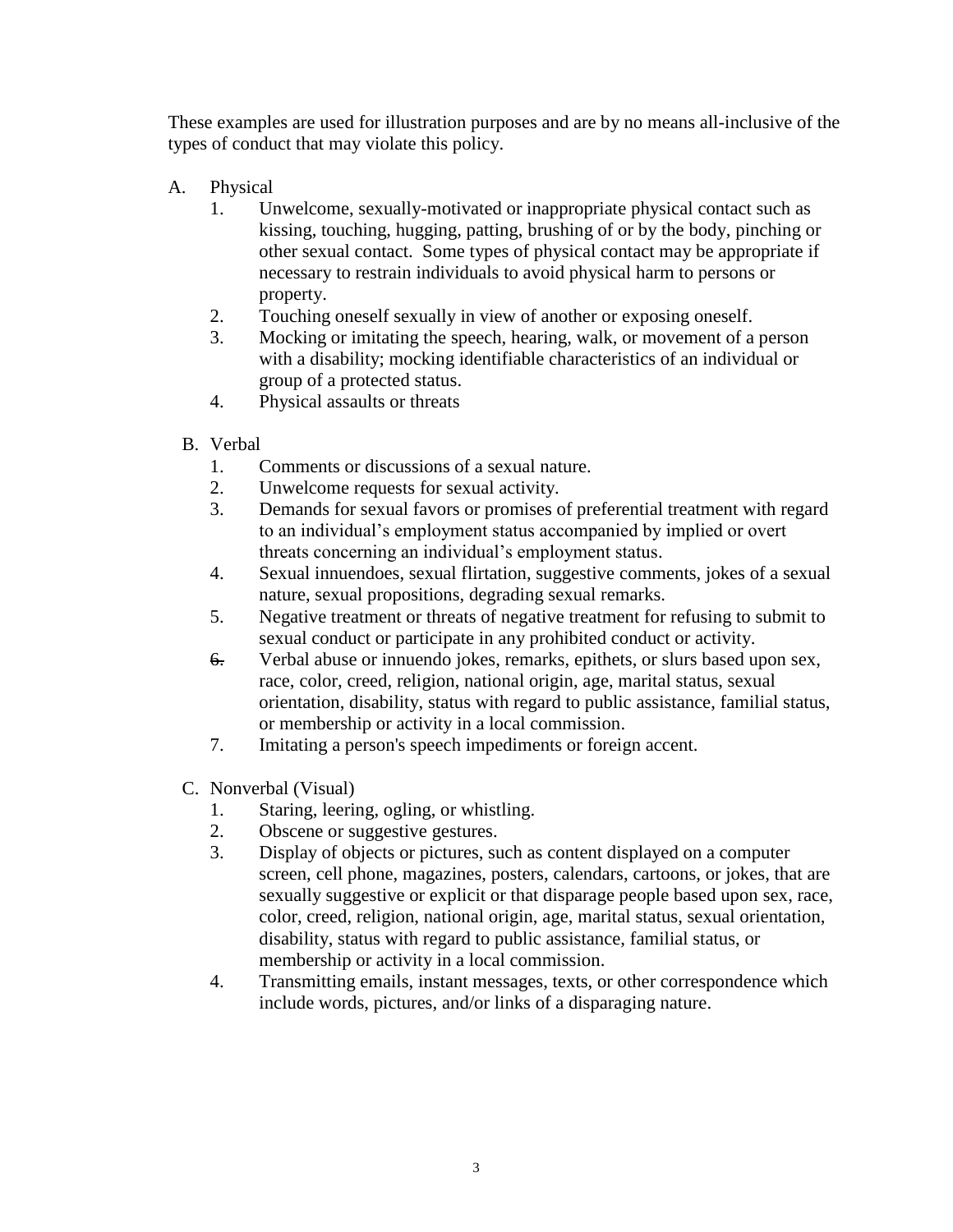These examples are used for illustration purposes and are by no means all-inclusive of the types of conduct that may violate this policy.

A. Physical
   1. Unwelcome, sexually-motivated or inappropriate physical contact such as kissing, touching, hugging, patting, brushing of or by the body, pinching or other sexual contact. Some types of physical contact may be appropriate if necessary to restrain individuals to avoid physical harm to persons or property.
   2. Touching oneself sexually in view of another or exposing oneself.
   3. Mocking or imitating the speech, hearing, walk, or movement of a person with a disability; mocking identifiable characteristics of an individual or group of a protected status.
   4. Physical assaults or threats

B. Verbal
   1. Comments or discussions of a sexual nature.
   2. Unwelcome requests for sexual activity.
   3. Demands for sexual favors or promises of preferential treatment with regard to an individual's employment status accompanied by implied or overt threats concerning an individual's employment status.
   4. Sexual innuendoes, sexual flirtation, suggestive comments, jokes of a sexual nature, sexual propositions, degrading sexual remarks.
   5. Negative treatment or threats of negative treatment for refusing to submit to sexual conduct or participate in any prohibited conduct or activity.
   6. Verbal abuse or innuendo jokes, remarks, epithets, or slurs based upon sex, race, color, creed, religion, national origin, age, marital status, sexual orientation, disability, status with regard to public assistance, familial status, or membership or activity in a local commission.
   7. Imitating a person's speech impediments or foreign accent.

C. Nonverbal (Visual)
   1. Staring, leering, ogling, or whistling.
   2. Obscene or suggestive gestures.
   3. Display of objects or pictures, such as content displayed on a computer screen, cell phone, magazines, posters, calendars, cartoons, or jokes, that are sexually suggestive or explicit or that disparage people based upon sex, race, color, creed, religion, national origin, age, marital status, sexual orientation, disability, status with regard to public assistance, familial status, or membership or activity in a local commission.
   4. Transmitting emails, instant messages, texts, or other correspondence which include words, pictures, and/or links of a disparaging nature.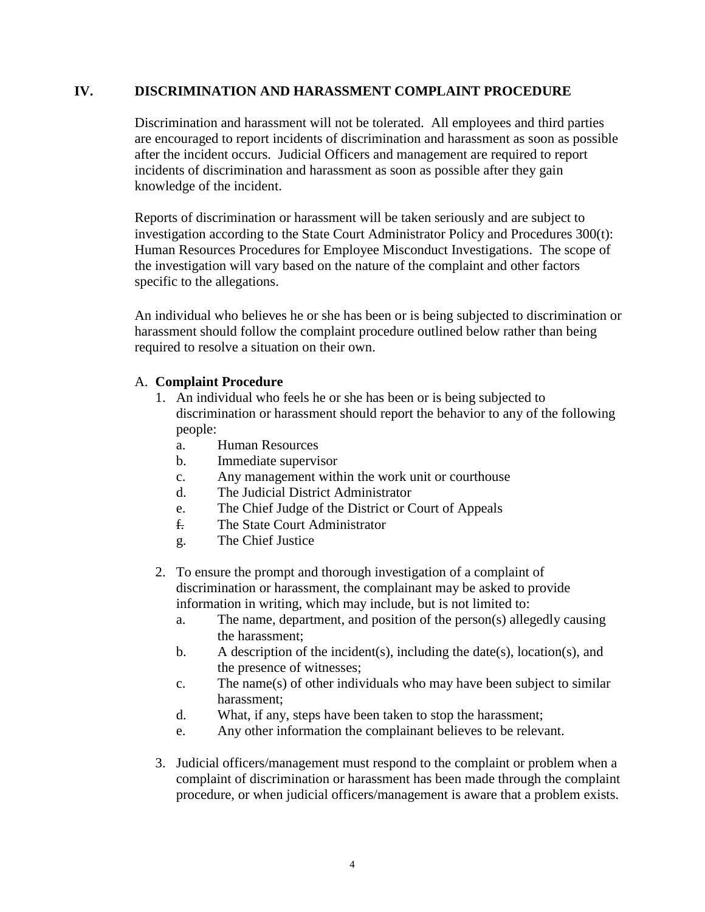## IV. DISCRIMINATION AND HARASSMENT COMPLAINT PROCEDURE

Discrimination and harassment will not be tolerated. All employees and third parties are encouraged to report incidents of discrimination and harassment as soon as possible after the incident occurs. Judicial Officers and management are required to report incidents of discrimination and harassment as soon as possible after they gain knowledge of the incident.

Reports of discrimination or harassment will be taken seriously and are subject to investigation according to the State Court Administrator Policy and Procedures 300(t): Human Resources Procedures for Employee Misconduct Investigations. The scope of the investigation will vary based on the nature of the complaint and other factors specific to the allegations.

An individual who believes he or she has been or is being subjected to discrimination or harassment should follow the complaint procedure outlined below rather than being required to resolve a situation on their own.

### A. Complaint Procedure

1. An individual who feels he or she has been or is being subjected to discrimination or harassment should report the behavior to any of the following people:
   a. Human Resources
   b. Immediate supervisor
   c. Any management within the work unit or courthouse
   d. The Judicial District Administrator
   e. The Chief Judge of the District or Court of Appeals
   f. The State Court Administrator
   g. The Chief Justice

2. To ensure the prompt and thorough investigation of a complaint of discrimination or harassment, the complainant may be asked to provide information in writing, which may include, but is not limited to:
   a. The name, department, and position of the person(s) allegedly causing the harassment;
   b. A description of the incident(s), including the date(s), location(s), and the presence of witnesses;
   c. The name(s) of other individuals who may have been subject to similar harassment;
   d. What, if any, steps have been taken to stop the harassment;
   e. Any other information the complainant believes to be relevant.

3. Judicial officers/management must respond to the complaint or problem when a complaint of discrimination or harassment has been made through the complaint procedure, or when judicial officers/management is aware that a problem exists.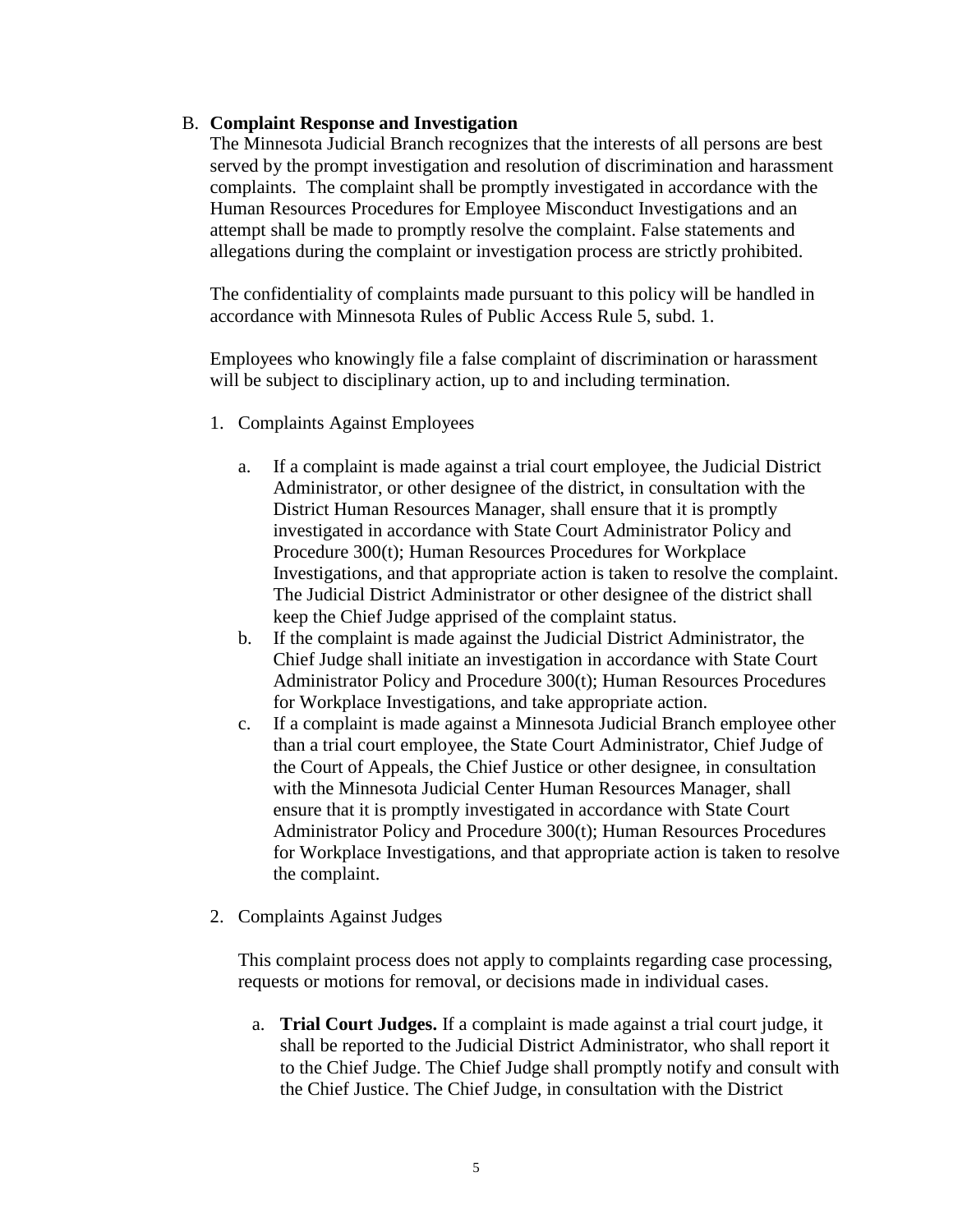B. **Complaint Response and Investigation**

The Minnesota Judicial Branch recognizes that the interests of all persons are best served by the prompt investigation and resolution of discrimination and harassment complaints. The complaint shall be promptly investigated in accordance with the Human Resources Procedures for Employee Misconduct Investigations and an attempt shall be made to promptly resolve the complaint. False statements and allegations during the complaint or investigation process are strictly prohibited.

The confidentiality of complaints made pursuant to this policy will be handled in accordance with Minnesota Rules of Public Access Rule 5, subd. 1.

Employees who knowingly file a false complaint of discrimination or harassment will be subject to disciplinary action, up to and including termination.

1. Complaints Against Employees

   a. If a complaint is made against a trial court employee, the Judicial District Administrator, or other designee of the district, in consultation with the District Human Resources Manager, shall ensure that it is promptly investigated in accordance with State Court Administrator Policy and Procedure 300(t); Human Resources Procedures for Workplace Investigations, and that appropriate action is taken to resolve the complaint. The Judicial District Administrator or other designee of the district shall keep the Chief Judge apprised of the complaint status.

   b. If the complaint is made against the Judicial District Administrator, the Chief Judge shall initiate an investigation in accordance with State Court Administrator Policy and Procedure 300(t); Human Resources Procedures for Workplace Investigations, and take appropriate action.

   c. If a complaint is made against a Minnesota Judicial Branch employee other than a trial court employee, the State Court Administrator, Chief Judge of the Court of Appeals, the Chief Justice or other designee, in consultation with the Minnesota Judicial Center Human Resources Manager, shall ensure that it is promptly investigated in accordance with State Court Administrator Policy and Procedure 300(t); Human Resources Procedures for Workplace Investigations, and that appropriate action is taken to resolve the complaint.

2. Complaints Against Judges

   This complaint process does not apply to complaints regarding case processing, requests or motions for removal, or decisions made in individual cases.

   a. **Trial Court Judges.** If a complaint is made against a trial court judge, it shall be reported to the Judicial District Administrator, who shall report it to the Chief Judge. The Chief Judge shall promptly notify and consult with the Chief Justice. The Chief Judge, in consultation with the District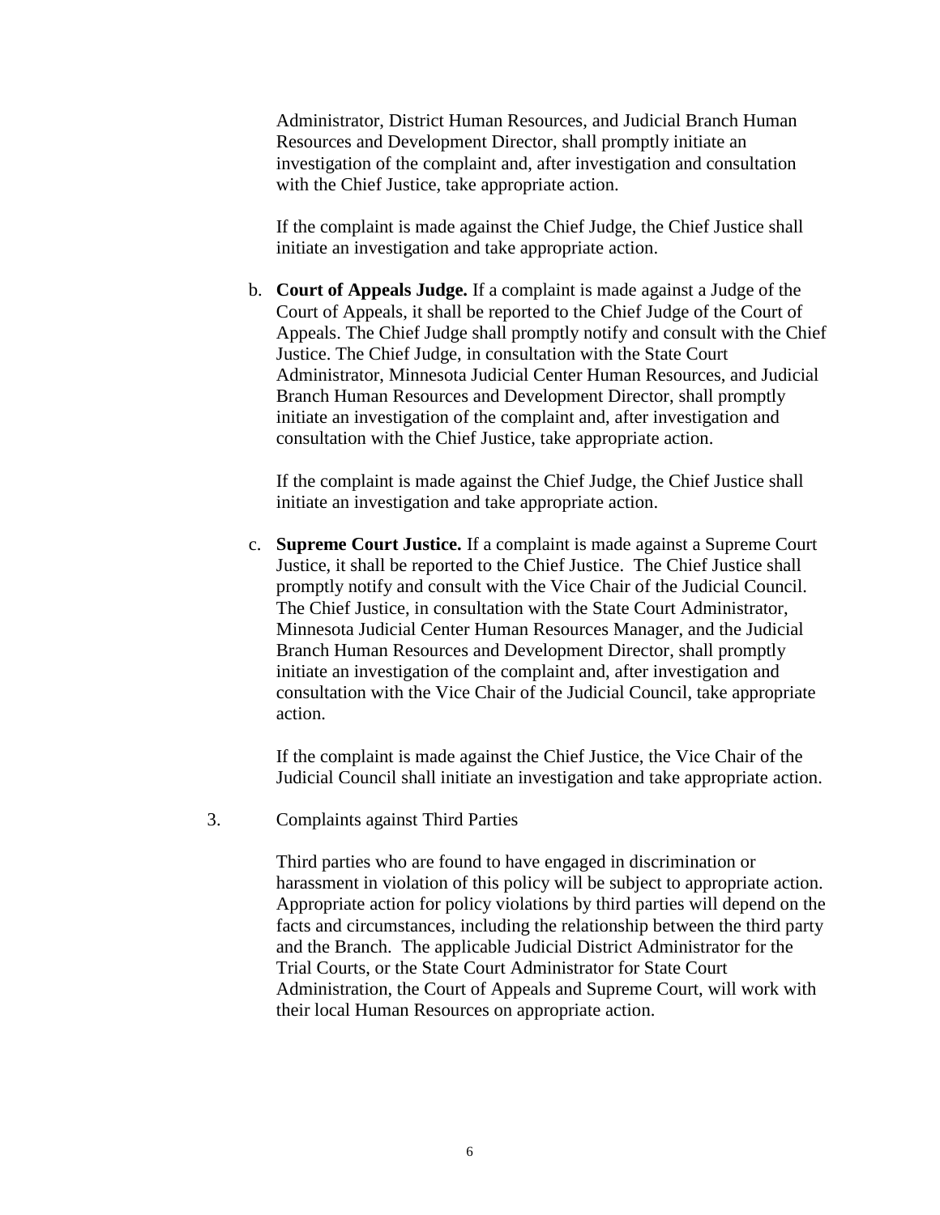Administrator, District Human Resources, and Judicial Branch Human Resources and Development Director, shall promptly initiate an investigation of the complaint and, after investigation and consultation with the Chief Justice, take appropriate action.

If the complaint is made against the Chief Judge, the Chief Justice shall initiate an investigation and take appropriate action.

b. **Court of Appeals Judge.** If a complaint is made against a Judge of the Court of Appeals, it shall be reported to the Chief Judge of the Court of Appeals. The Chief Judge shall promptly notify and consult with the Chief Justice. The Chief Judge, in consultation with the State Court Administrator, Minnesota Judicial Center Human Resources, and Judicial Branch Human Resources and Development Director, shall promptly initiate an investigation of the complaint and, after investigation and consultation with the Chief Justice, take appropriate action.

   If the complaint is made against the Chief Judge, the Chief Justice shall initiate an investigation and take appropriate action.

c. **Supreme Court Justice.** If a complaint is made against a Supreme Court Justice, it shall be reported to the Chief Justice. The Chief Justice shall promptly notify and consult with the Vice Chair of the Judicial Council. The Chief Justice, in consultation with the State Court Administrator, Minnesota Judicial Center Human Resources Manager, and the Judicial Branch Human Resources and Development Director, shall promptly initiate an investigation of the complaint and, after investigation and consultation with the Vice Chair of the Judicial Council, take appropriate action.

   If the complaint is made against the Chief Justice, the Vice Chair of the Judicial Council shall initiate an investigation and take appropriate action.

3. Complaints against Third Parties

   Third parties who are found to have engaged in discrimination or harassment in violation of this policy will be subject to appropriate action. Appropriate action for policy violations by third parties will depend on the facts and circumstances, including the relationship between the third party and the Branch. The applicable Judicial District Administrator for the Trial Courts, or the State Court Administrator for State Court Administration, the Court of Appeals and Supreme Court, will work with their local Human Resources on appropriate action.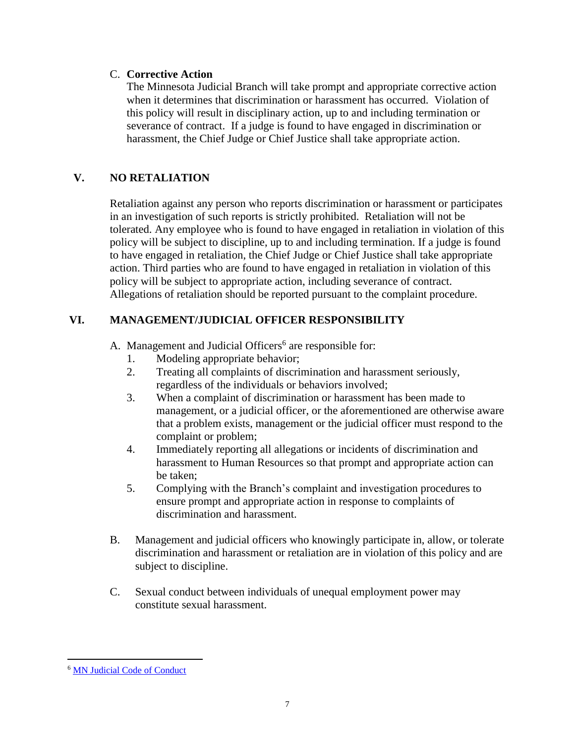### C. **Corrective Action**

The Minnesota Judicial Branch will take prompt and appropriate corrective action when it determines that discrimination or harassment has occurred. Violation of this policy will result in disciplinary action, up to and including termination or severance of contract. If a judge is found to have engaged in discrimination or harassment, the Chief Judge or Chief Justice shall take appropriate action.

## V. NO RETALIATION

Retaliation against any person who reports discrimination or harassment or participates in an investigation of such reports is strictly prohibited. Retaliation will not be tolerated. Any employee who is found to have engaged in retaliation in violation of this policy will be subject to discipline, up to and including termination. If a judge is found to have engaged in retaliation, the Chief Judge or Chief Justice shall take appropriate action. Third parties who are found to have engaged in retaliation in violation of this policy will be subject to appropriate action, including severance of contract. Allegations of retaliation should be reported pursuant to the complaint procedure.

## VI. MANAGEMENT/JUDICIAL OFFICER RESPONSIBILITY

A. Management and Judicial Officers[6] are responsible for:

1. Modeling appropriate behavior;
2. Treating all complaints of discrimination and harassment seriously, regardless of the individuals or behaviors involved;
3. When a complaint of discrimination or harassment has been made to management, or a judicial officer, or the aforementioned are otherwise aware that a problem exists, management or the judicial officer must respond to the complaint or problem;
4. Immediately reporting all allegations or incidents of discrimination and harassment to Human Resources so that prompt and appropriate action can be taken;
5. Complying with the Branch's complaint and investigation procedures to ensure prompt and appropriate action in response to complaints of discrimination and harassment.

B. Management and judicial officers who knowingly participate in, allow, or tolerate discrimination and harassment or retaliation are in violation of this policy and are subject to discipline.

C. Sexual conduct between individuals of unequal employment power may constitute sexual harassment.

---

[6] MN Judicial Code of Conduct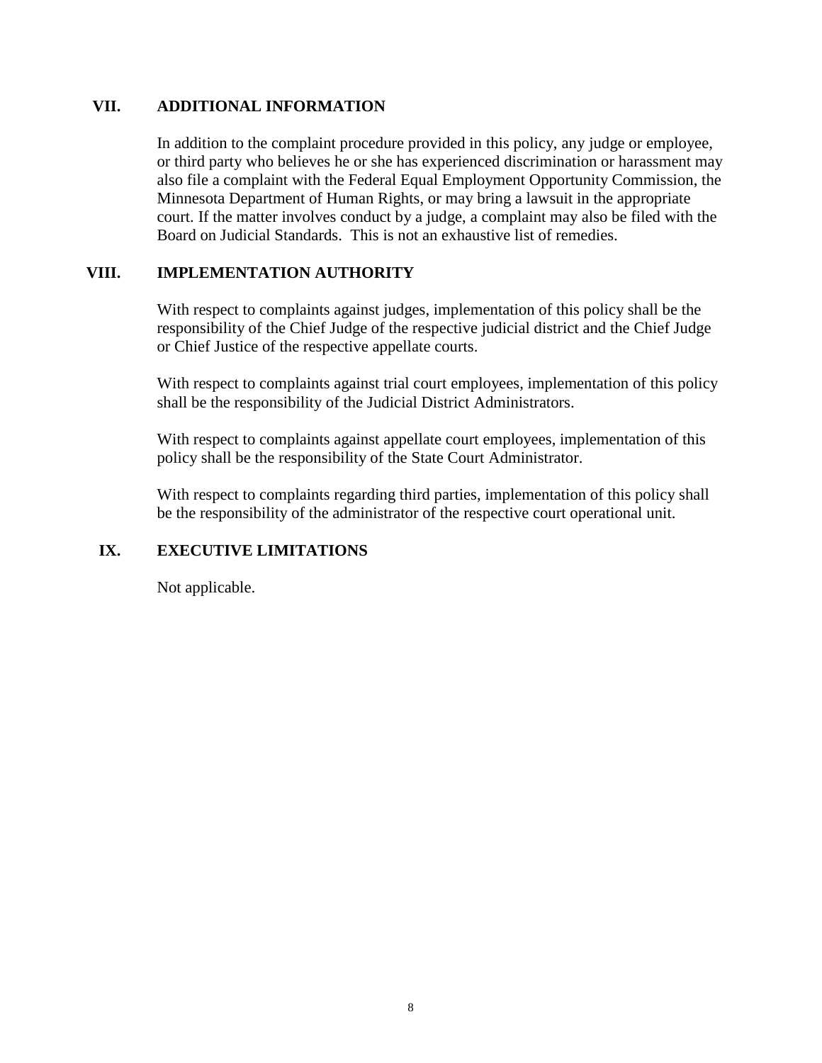## VII. ADDITIONAL INFORMATION

In addition to the complaint procedure provided in this policy, any judge or employee, or third party who believes he or she has experienced discrimination or harassment may also file a complaint with the Federal Equal Employment Opportunity Commission, the Minnesota Department of Human Rights, or may bring a lawsuit in the appropriate court. If the matter involves conduct by a judge, a complaint may also be filed with the Board on Judicial Standards. This is not an exhaustive list of remedies.

## VIII. IMPLEMENTATION AUTHORITY

With respect to complaints against judges, implementation of this policy shall be the responsibility of the Chief Judge of the respective judicial district and the Chief Judge or Chief Justice of the respective appellate courts.

With respect to complaints against trial court employees, implementation of this policy shall be the responsibility of the Judicial District Administrators.

With respect to complaints against appellate court employees, implementation of this policy shall be the responsibility of the State Court Administrator.

With respect to complaints regarding third parties, implementation of this policy shall be the responsibility of the administrator of the respective court operational unit.

## IX. EXECUTIVE LIMITATIONS

Not applicable.